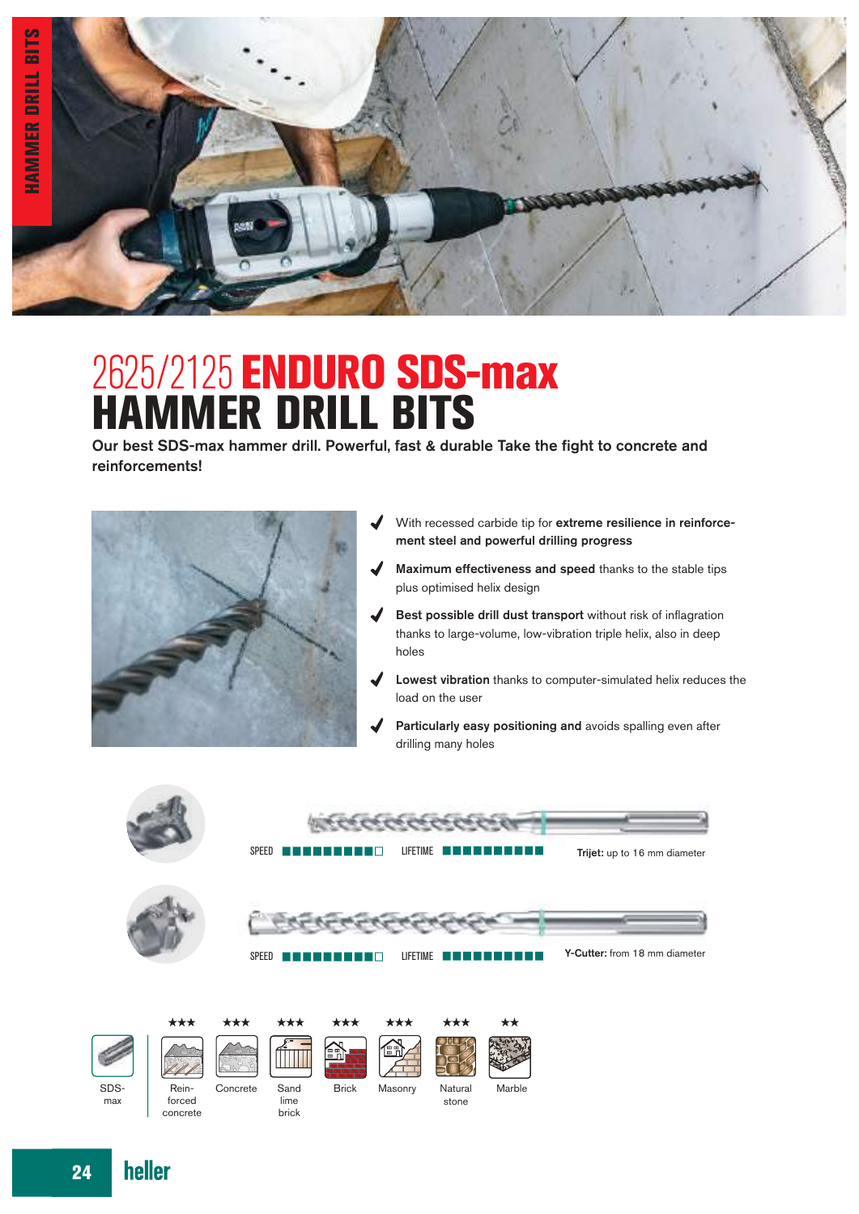# 2625/2125 ENDURO SDS-max HAMMER DRILL BITS

**Our best SDS-max hammer drill. Powerful, fast & durable Take the fight to concrete and reinforcements!**

- With recessed carbide tip for **extreme resilience in reinforcement steel and powerful drilling progress**
- **Maximum effectiveness and speed** thanks to the stable tips plus optimised helix design
- **Best possible drill dust transport** without risk of inflagration thanks to large-volume, low-vibration triple helix, also in deep holes
- **Lowest vibration** thanks to computer-simulated helix reduces the load on the user
- **Particularly easy positioning and** avoids spalling even after drilling many holes

SPEED ■■■■■■■■■□ LIFETIME ■■■■■■■■■■ **Trijet:** up to 16 mm diameter

SPEED ■■■■■■■■■□ LIFETIME ■■■■■■■■■■ **Y-Cutter:** from 18 mm diameter

| SDS-max | Reinforced concrete | Concrete | Sand lime brick | Brick | Masonry | Natural stone | Marble |
|---|---|---|---|---|---|---|---|
| | ★★★ | ★★★ | ★★★ | ★★★ | ★★★ | ★★★ | ★★ |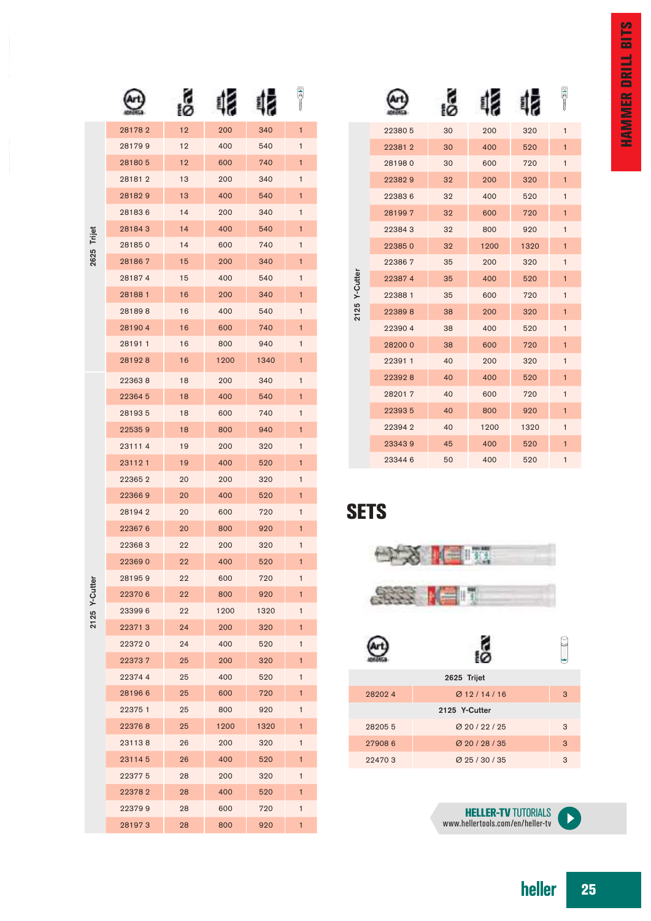| | Art | Ø | | | |
|---|---|---|---|---|---|
| 2625 Trijet | 28178 2 | 12 | 200 | 340 | 1 |
| | 28179 9 | 12 | 400 | 540 | 1 |
| | 28180 5 | 12 | 600 | 740 | 1 |
| | 28181 2 | 13 | 200 | 340 | 1 |
| | 28182 9 | 13 | 400 | 540 | 1 |
| | 28183 6 | 14 | 200 | 340 | 1 |
| | 28184 3 | 14 | 400 | 540 | 1 |
| | 28185 0 | 14 | 600 | 740 | 1 |
| | 28186 7 | 15 | 200 | 340 | 1 |
| | 28187 4 | 15 | 400 | 540 | 1 |
| | 28188 1 | 16 | 200 | 340 | 1 |
| | 28189 8 | 16 | 400 | 540 | 1 |
| | 28190 4 | 16 | 600 | 740 | 1 |
| | 28191 1 | 16 | 800 | 940 | 1 |
| | 28192 8 | 16 | 1200 | 1340 | 1 |
| 2125 Y-Cutter | 22363 8 | 18 | 200 | 340 | 1 |
| | 22364 5 | 18 | 400 | 540 | 1 |
| | 28193 5 | 18 | 600 | 740 | 1 |
| | 22535 9 | 18 | 800 | 940 | 1 |
| | 23111 4 | 19 | 200 | 320 | 1 |
| | 23112 1 | 19 | 400 | 520 | 1 |
| | 22365 2 | 20 | 200 | 320 | 1 |
| | 22366 9 | 20 | 400 | 520 | 1 |
| | 28194 2 | 20 | 600 | 720 | 1 |
| | 22367 6 | 20 | 800 | 920 | 1 |
| | 22368 3 | 22 | 200 | 320 | 1 |
| | 22369 0 | 22 | 400 | 520 | 1 |
| | 28195 9 | 22 | 600 | 720 | 1 |
| | 22370 6 | 22 | 800 | 920 | 1 |
| | 23399 6 | 22 | 1200 | 1320 | 1 |
| | 22371 3 | 24 | 200 | 320 | 1 |
| | 22372 0 | 24 | 400 | 520 | 1 |
| | 22373 7 | 25 | 200 | 320 | 1 |
| | 22374 4 | 25 | 400 | 520 | 1 |
| | 28196 6 | 25 | 600 | 720 | 1 |
| | 22375 1 | 25 | 800 | 920 | 1 |
| | 22376 8 | 25 | 1200 | 1320 | 1 |
| | 23113 8 | 26 | 200 | 320 | 1 |
| | 23114 5 | 26 | 400 | 520 | 1 |
| | 22377 5 | 28 | 200 | 320 | 1 |
| | 22378 2 | 28 | 400 | 520 | 1 |
| | 22379 9 | 28 | 600 | 720 | 1 |
| | 28197 3 | 28 | 800 | 920 | 1 |

| | Art | Ø | | | |
|---|---|---|---|---|---|
| 2125 Y-Cutter | 22380 5 | 30 | 200 | 320 | 1 |
| | 22381 2 | 30 | 400 | 520 | 1 |
| | 28198 0 | 30 | 600 | 720 | 1 |
| | 22382 9 | 32 | 200 | 320 | 1 |
| | 22383 6 | 32 | 400 | 520 | 1 |
| | 28199 7 | 32 | 600 | 720 | 1 |
| | 22384 3 | 32 | 800 | 920 | 1 |
| | 22385 0 | 32 | 1200 | 1320 | 1 |
| | 22386 7 | 35 | 200 | 320 | 1 |
| | 22387 4 | 35 | 400 | 520 | 1 |
| | 22388 1 | 35 | 600 | 720 | 1 |
| | 22389 8 | 38 | 200 | 320 | 1 |
| | 22390 4 | 38 | 400 | 520 | 1 |
| | 28200 0 | 38 | 600 | 720 | 1 |
| | 22391 1 | 40 | 200 | 320 | 1 |
| | 22392 8 | 40 | 400 | 520 | 1 |
| | 28201 7 | 40 | 600 | 720 | 1 |
| | 22393 5 | 40 | 800 | 920 | 1 |
| | 22394 2 | 40 | 1200 | 1320 | 1 |
| | 23343 9 | 45 | 400 | 520 | 1 |
| | 23344 6 | 50 | 400 | 520 | 1 |

## SETS

| Art | Ø | |
|---|---|---|
| | 2625 Trijet | |
| 28202 4 | Ø 12 / 14 / 16 | 3 |
| | 2125 Y-Cutter | |
| 28205 5 | Ø 20 / 22 / 25 | 3 |
| 27908 6 | Ø 20 / 28 / 35 | 3 |
| 22470 3 | Ø 25 / 30 / 35 | 3 |

HELLER-TV TUTORIALS
www.hellertools.com/en/heller-tv